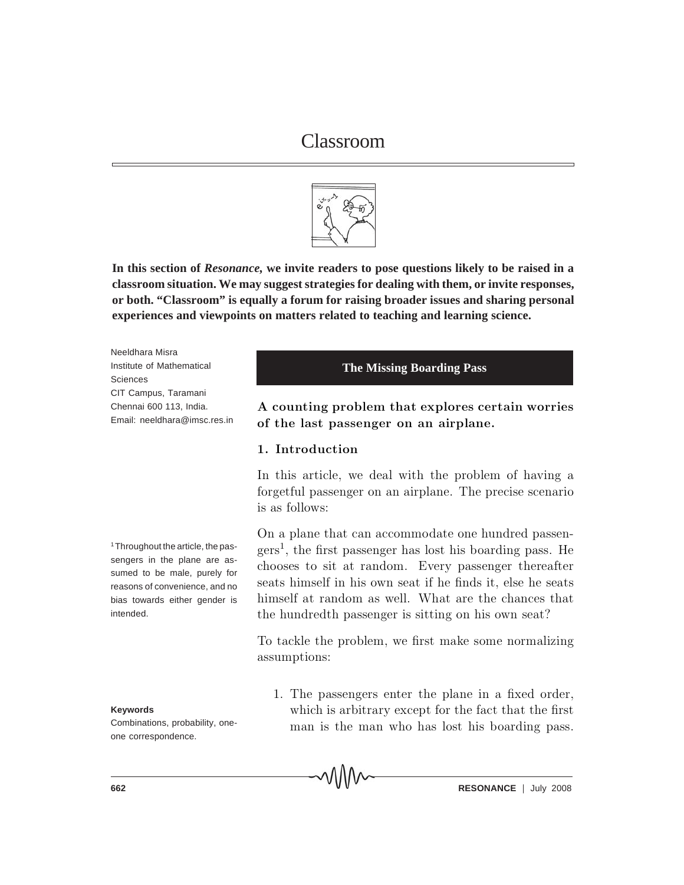# Classroom

**In this section of *Resonance*, we invite readers to pose questions likely to be raised in a classroom situation. We may suggest strategies for dealing with them, or invite responses, or both. "Classroom" is equally a forum for raising broader issues and sharing personal experiences and viewpoints on matters related to teaching and learning science.**

Neeldhara Misra
Institute of Mathematical Sciences
CIT Campus, Taramani
Chennai 600 113, India.
Email: neeldhara@imsc.res.in

## The Missing Boarding Pass

**A counting problem that explores certain worries of the last passenger on an airplane.**

### 1. Introduction

In this article, we deal with the problem of having a forgetful passenger on an airplane. The precise scenario is as follows:

On a plane that can accommodate one hundred passengers[1], the first passenger has lost his boarding pass. He chooses to sit at random. Every passenger thereafter seats himself in his own seat if he finds it, else he seats himself at random as well. What are the chances that the hundredth passenger is sitting on his own seat?

[1] Throughout the article, the passengers in the plane are assumed to be male, purely for reasons of convenience, and no bias towards either gender is intended.

To tackle the problem, we first make some normalizing assumptions:

1. The passengers enter the plane in a fixed order, which is arbitrary except for the fact that the first man is the man who has lost his boarding pass.

**Keywords**
Combinations, probability, one-one correspondence.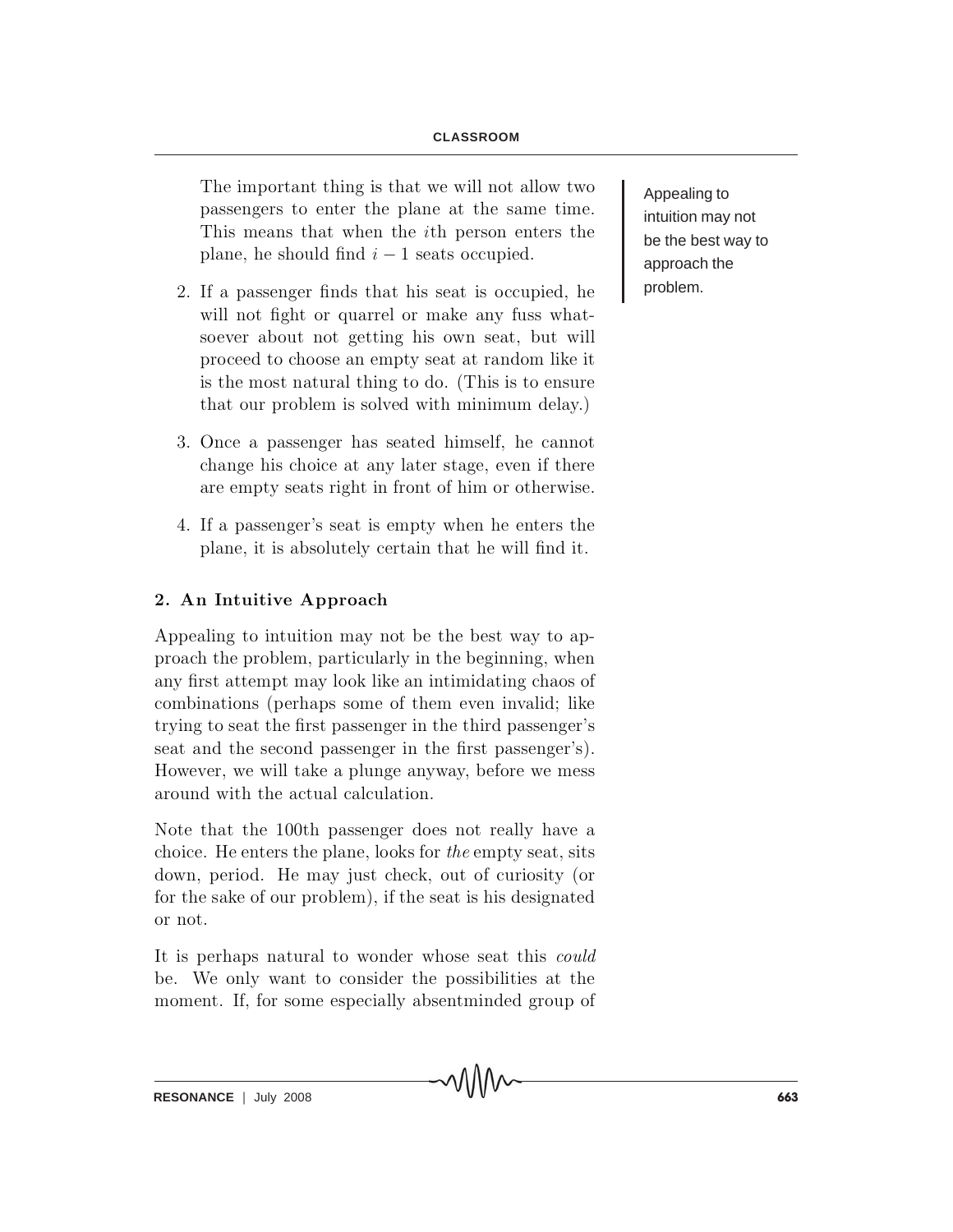The important thing is that we will not allow two passengers to enter the plane at the same time. This means that when the $i$th person enters the plane, he should find $i-1$ seats occupied.

2. If a passenger finds that his seat is occupied, he will not fight or quarrel or make any fuss whatsoever about not getting his own seat, but will proceed to choose an empty seat at random like it is the most natural thing to do. (This is to ensure that our problem is solved with minimum delay.)
3. Once a passenger has seated himself, he cannot change his choice at any later stage, even if there are empty seats right in front of him or otherwise.
4. If a passenger's seat is empty when he enters the plane, it is absolutely certain that he will find it.

Appealing to intuition may not be the best way to approach the problem.

## 2. An Intuitive Approach

Appealing to intuition may not be the best way to approach the problem, particularly in the beginning, when any first attempt may look like an intimidating chaos of combinations (perhaps some of them even invalid; like trying to seat the first passenger in the third passenger's seat and the second passenger in the first passenger's). However, we will take a plunge anyway, before we mess around with the actual calculation.

Note that the 100th passenger does not really have a choice. He enters the plane, looks for *the* empty seat, sits down, period. He may just check, out of curiosity (or for the sake of our problem), if the seat is his designated or not.

It is perhaps natural to wonder whose seat this *could* be. We only want to consider the possibilities at the moment. If, for some especially absentminded group of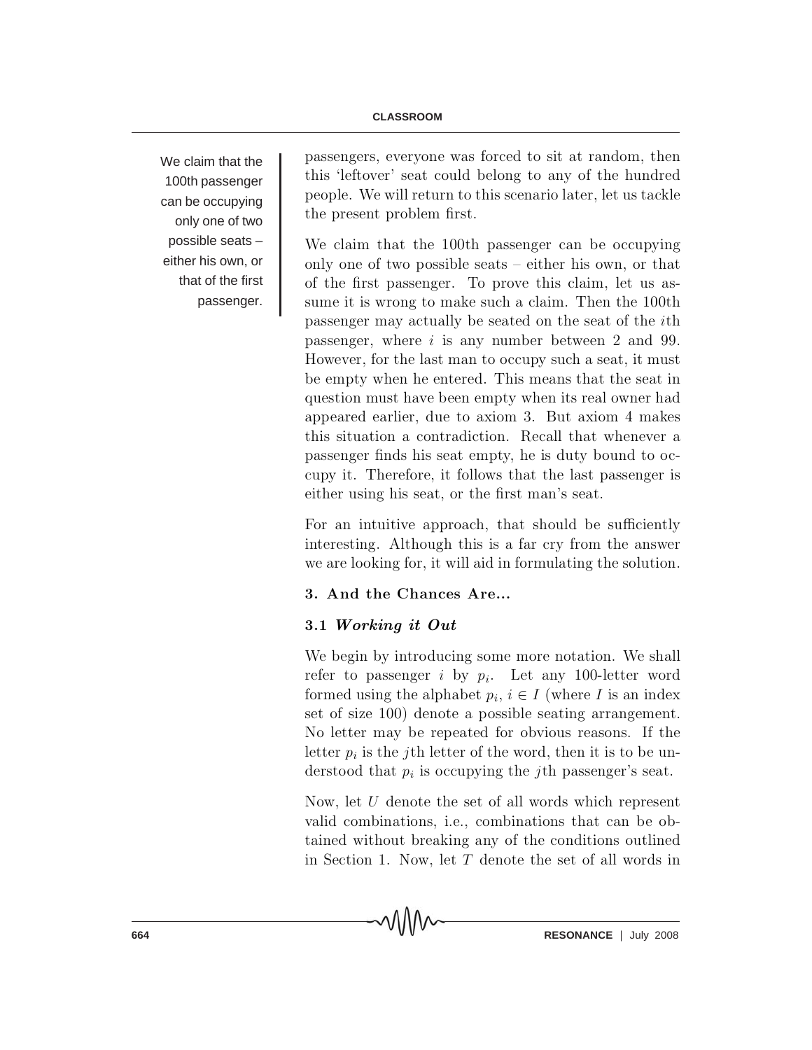passengers, everyone was forced to sit at random, then this 'leftover' seat could belong to any of the hundred people. We will return to this scenario later, let us tackle the present problem first.

We claim that the 100th passenger can be occupying only one of two possible seats – either his own, or that of the first passenger. To prove this claim, let us assume it is wrong to make such a claim. Then the 100th passenger may actually be seated on the seat of the $i$th passenger, where $i$ is any number between 2 and 99. However, for the last man to occupy such a seat, it must be empty when he entered. This means that the seat in question must have been empty when its real owner had appeared earlier, due to axiom 3. But axiom 4 makes this situation a contradiction. Recall that whenever a passenger finds his seat empty, he is duty bound to occupy it. Therefore, it follows that the last passenger is either using his seat, or the first man's seat.

We claim that the 100th passenger can be occupying only one of two possible seats – either his own, or that of the first passenger.

For an intuitive approach, that should be sufficiently interesting. Although this is a far cry from the answer we are looking for, it will aid in formulating the solution.

## 3. And the Chances Are...

### 3.1 *Working it Out*

We begin by introducing some more notation. We shall refer to passenger $i$ by $p_i$. Let any 100-letter word formed using the alphabet $p_i$, $i \in I$ (where $I$ is an index set of size 100) denote a possible seating arrangement. No letter may be repeated for obvious reasons. If the letter $p_i$ is the $j$th letter of the word, then it is to be understood that $p_i$ is occupying the $j$th passenger's seat.

Now, let $U$ denote the set of all words which represent valid combinations, i.e., combinations that can be obtained without breaking any of the conditions outlined in Section 1. Now, let $T$ denote the set of all words in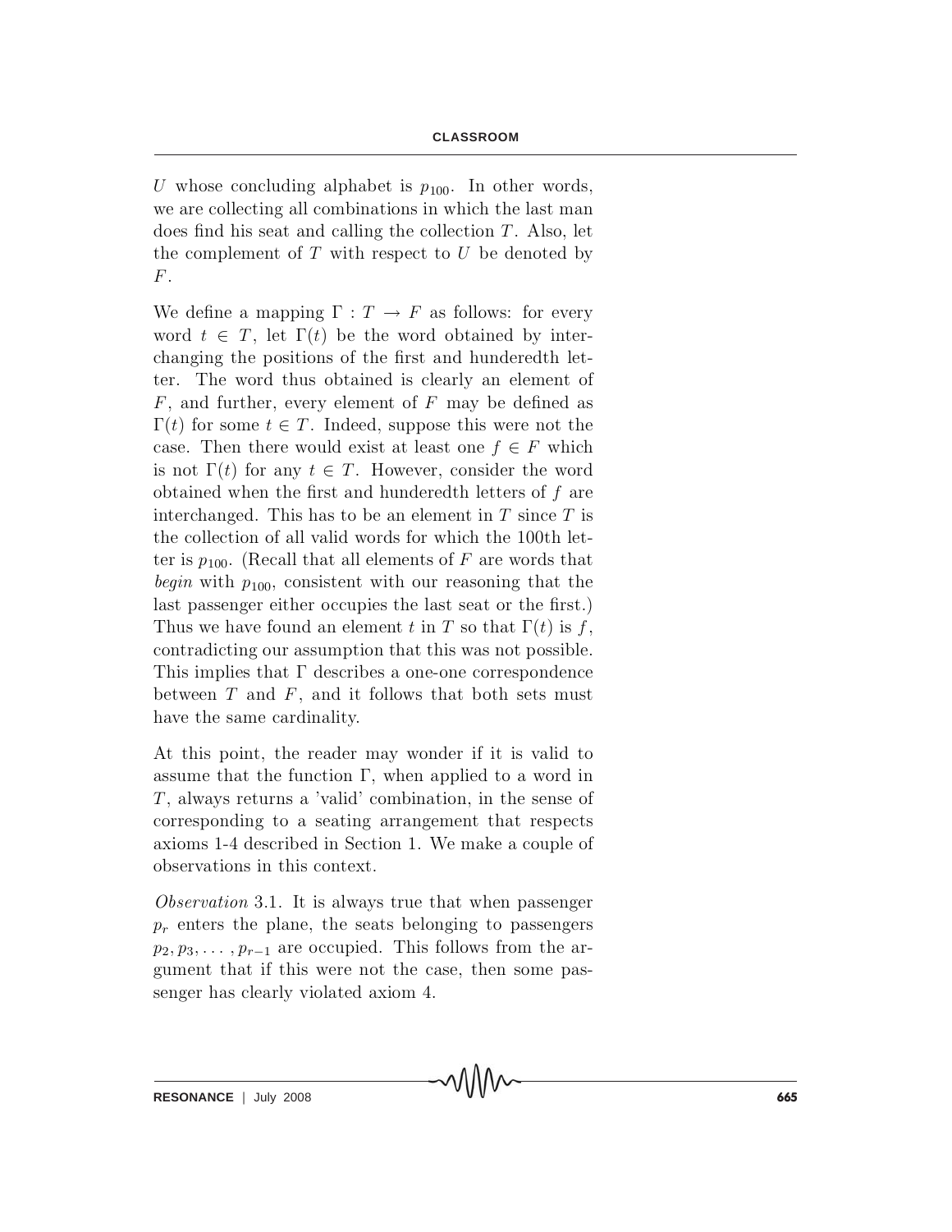$U$ whose concluding alphabet is $p_{100}$. In other words, we are collecting all combinations in which the last man does find his seat and calling the collection $T$. Also, let the complement of $T$ with respect to $U$ be denoted by $F$.

We define a mapping $\Gamma : T \to F$ as follows: for every word $t \in T$, let $\Gamma(t)$ be the word obtained by interchanging the positions of the first and hunderedth letter. The word thus obtained is clearly an element of $F$, and further, every element of $F$ may be defined as $\Gamma(t)$ for some $t \in T$. Indeed, suppose this were not the case. Then there would exist at least one $f \in F$ which is not $\Gamma(t)$ for any $t \in T$. However, consider the word obtained when the first and hunderedth letters of $f$ are interchanged. This has to be an element in $T$ since $T$ is the collection of all valid words for which the 100th letter is $p_{100}$. (Recall that all elements of $F$ are words that *begin* with $p_{100}$, consistent with our reasoning that the last passenger either occupies the last seat or the first.) Thus we have found an element $t$ in $T$ so that $\Gamma(t)$ is $f$, contradicting our assumption that this was not possible. This implies that $\Gamma$ describes a one-one correspondence between $T$ and $F$, and it follows that both sets must have the same cardinality.

At this point, the reader may wonder if it is valid to assume that the function $\Gamma$, when applied to a word in $T$, always returns a 'valid' combination, in the sense of corresponding to a seating arrangement that respects axioms 1-4 described in Section 1. We make a couple of observations in this context.

*Observation* 3.1. It is always true that when passenger $p_r$ enters the plane, the seats belonging to passengers $p_2, p_3, \ldots, p_{r-1}$ are occupied. This follows from the argument that if this were not the case, then some passenger has clearly violated axiom 4.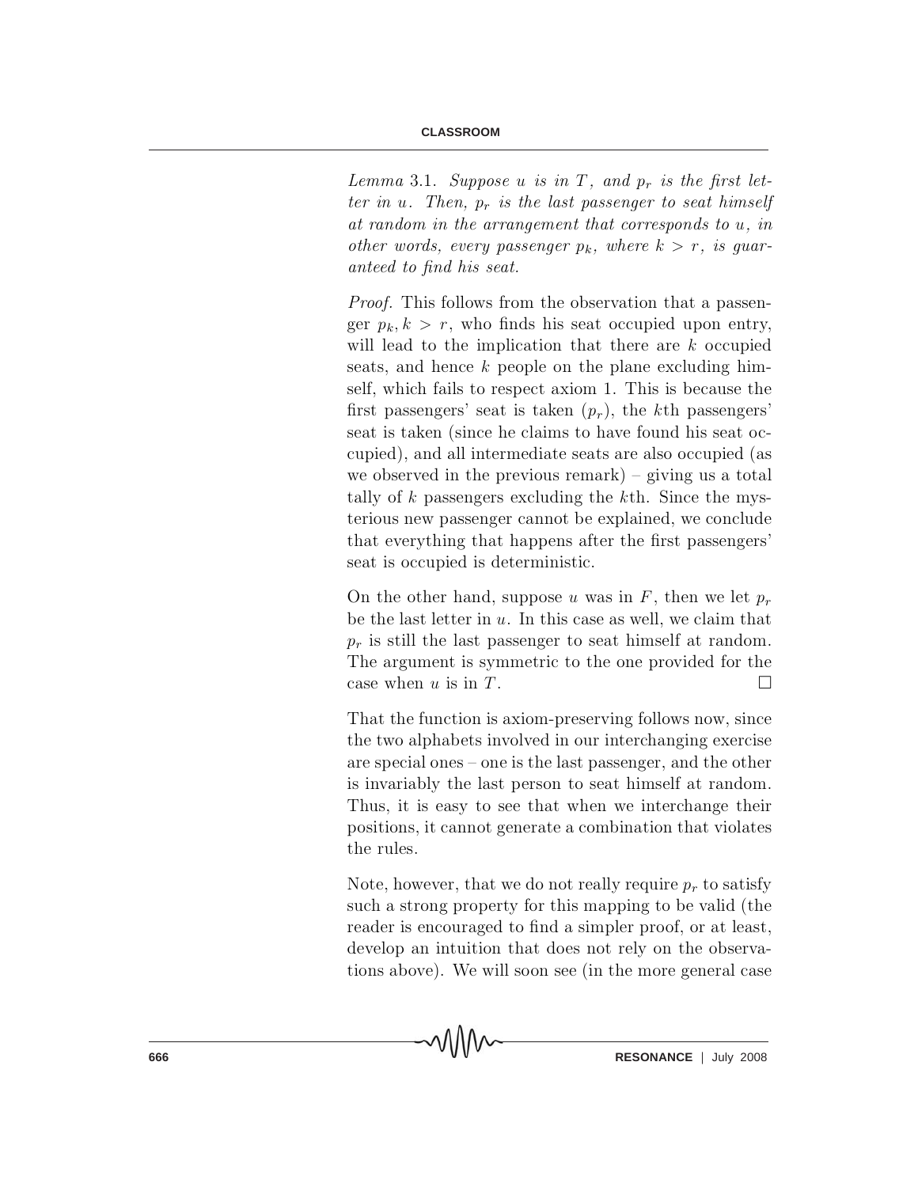*Lemma* 3.1. *Suppose $u$ is in $T$, and $p_r$ is the first letter in $u$. Then, $p_r$ is the last passenger to seat himself at random in the arrangement that corresponds to $u$, in other words, every passenger $p_k$, where $k > r$, is guaranteed to find his seat.*

*Proof*. This follows from the observation that a passenger $p_k, k > r$, who finds his seat occupied upon entry, will lead to the implication that there are $k$ occupied seats, and hence $k$ people on the plane excluding himself, which fails to respect axiom 1. This is because the first passengers' seat is taken ($p_r$), the $k$th passengers' seat is taken (since he claims to have found his seat occupied), and all intermediate seats are also occupied (as we observed in the previous remark) – giving us a total tally of $k$ passengers excluding the $k$th. Since the mysterious new passenger cannot be explained, we conclude that everything that happens after the first passengers' seat is occupied is deterministic.

On the other hand, suppose $u$ was in $F$, then we let $p_r$ be the last letter in $u$. In this case as well, we claim that $p_r$ is still the last passenger to seat himself at random. The argument is symmetric to the one provided for the case when $u$ is in $T$. □

That the function is axiom-preserving follows now, since the two alphabets involved in our interchanging exercise are special ones – one is the last passenger, and the other is invariably the last person to seat himself at random. Thus, it is easy to see that when we interchange their positions, it cannot generate a combination that violates the rules.

Note, however, that we do not really require $p_r$ to satisfy such a strong property for this mapping to be valid (the reader is encouraged to find a simpler proof, or at least, develop an intuition that does not rely on the observations above). We will soon see (in the more general case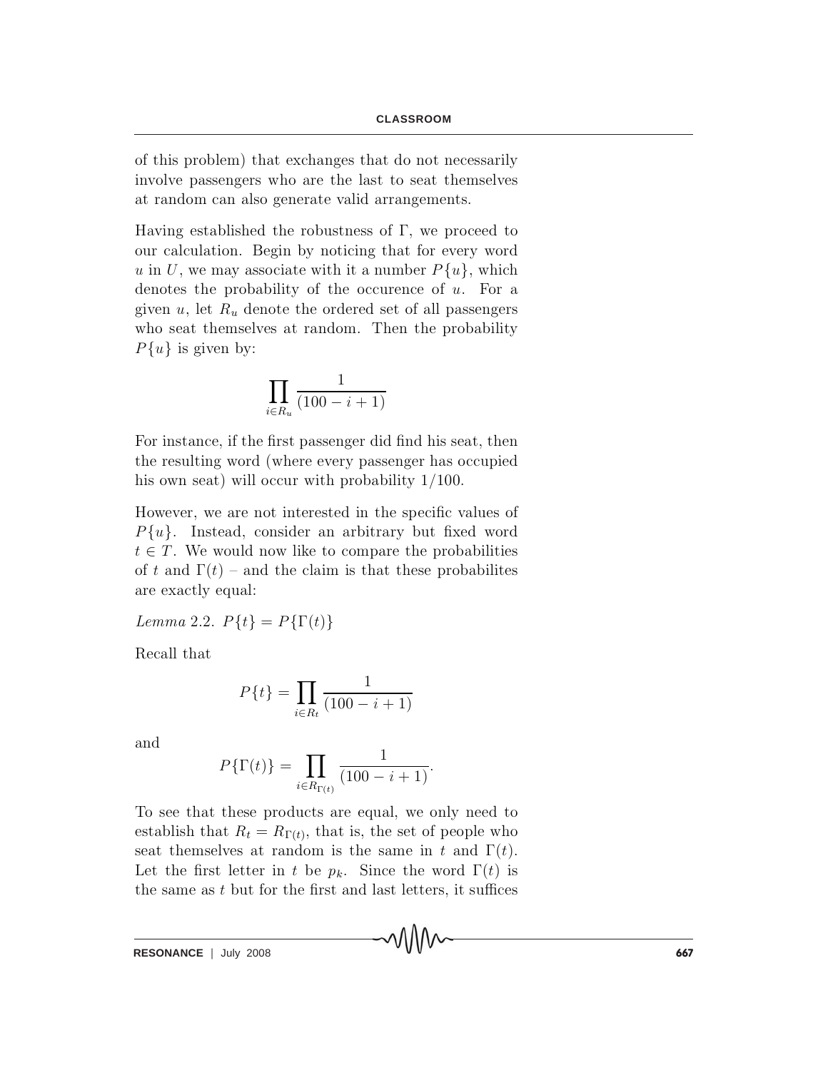of this problem) that exchanges that do not necessarily involve passengers who are the last to seat themselves at random can also generate valid arrangements.

Having established the robustness of $\Gamma$, we proceed to our calculation. Begin by noticing that for every word $u$ in $U$, we may associate with it a number $P\{u\}$, which denotes the probability of the occurence of $u$. For a given $u$, let $R_u$ denote the ordered set of all passengers who seat themselves at random. Then the probability $P\{u\}$ is given by:

$$\prod_{i \in R_u} \frac{1}{(100 - i + 1)}$$

For instance, if the first passenger did find his seat, then the resulting word (where every passenger has occupied his own seat) will occur with probability $1/100$.

However, we are not interested in the specific values of $P\{u\}$. Instead, consider an arbitrary but fixed word $t \in T$. We would now like to compare the probabilities of $t$ and $\Gamma(t)$ – and the claim is that these probabilites are exactly equal:

*Lemma* 2.2. $P\{t\} = P\{\Gamma(t)\}$

Recall that

$$P\{t\} = \prod_{i \in R_t} \frac{1}{(100 - i + 1)}$$

and

$$P\{\Gamma(t)\} = \prod_{i \in R_{\Gamma(t)}} \frac{1}{(100 - i + 1)}.$$

To see that these products are equal, we only need to establish that $R_t = R_{\Gamma(t)}$, that is, the set of people who seat themselves at random is the same in $t$ and $\Gamma(t)$. Let the first letter in $t$ be $p_k$. Since the word $\Gamma(t)$ is the same as $t$ but for the first and last letters, it suffices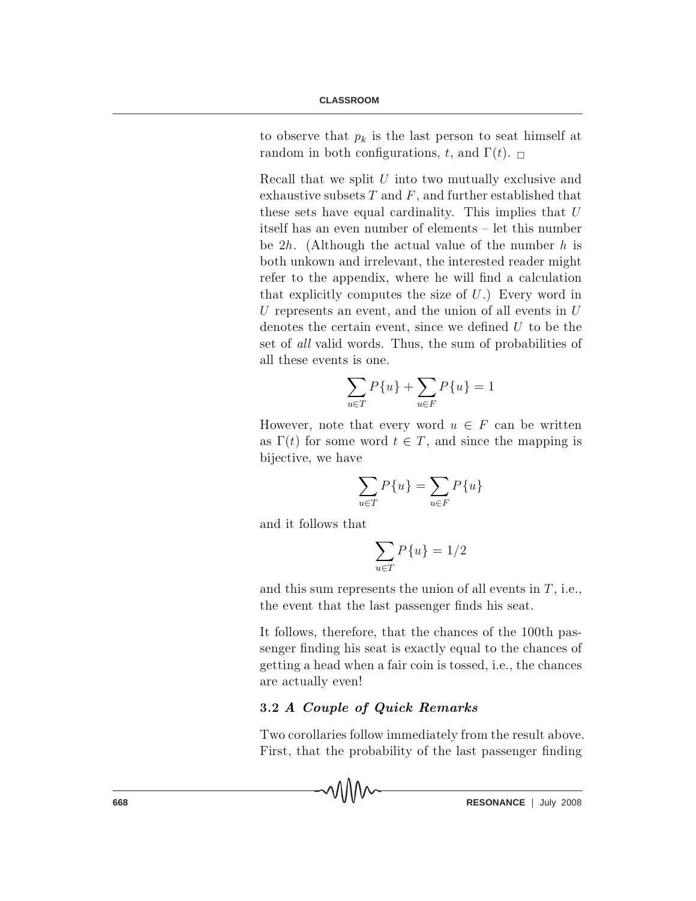to observe that $p_k$ is the last person to seat himself at random in both configurations, $t$, and $\Gamma(t)$. □

Recall that we split $U$ into two mutually exclusive and exhaustive subsets $T$ and $F$, and further established that these sets have equal cardinality. This implies that $U$ itself has an even number of elements – let this number be $2h$. (Although the actual value of the number $h$ is both unkown and irrelevant, the interested reader might refer to the appendix, where he will find a calculation that explicitly computes the size of $U$.) Every word in $U$ represents an event, and the union of all events in $U$ denotes the certain event, since we defined $U$ to be the set of *all* valid words. Thus, the sum of probabilities of all these events is one.

$$\sum_{u \in T} P\{u\} + \sum_{u \in F} P\{u\} = 1$$

However, note that every word $u \in F$ can be written as $\Gamma(t)$ for some word $t \in T$, and since the mapping is bijective, we have

$$\sum_{u \in T} P\{u\} = \sum_{u \in F} P\{u\}$$

and it follows that

$$\sum_{u \in T} P\{u\} = 1/2$$

and this sum represents the union of all events in $T$, i.e., the event that the last passenger finds his seat.

It follows, therefore, that the chances of the 100th passenger finding his seat is exactly equal to the chances of getting a head when a fair coin is tossed, i.e., the chances are actually even!

### 3.2 *A Couple of Quick Remarks*

Two corollaries follow immediately from the result above. First, that the probability of the last passenger finding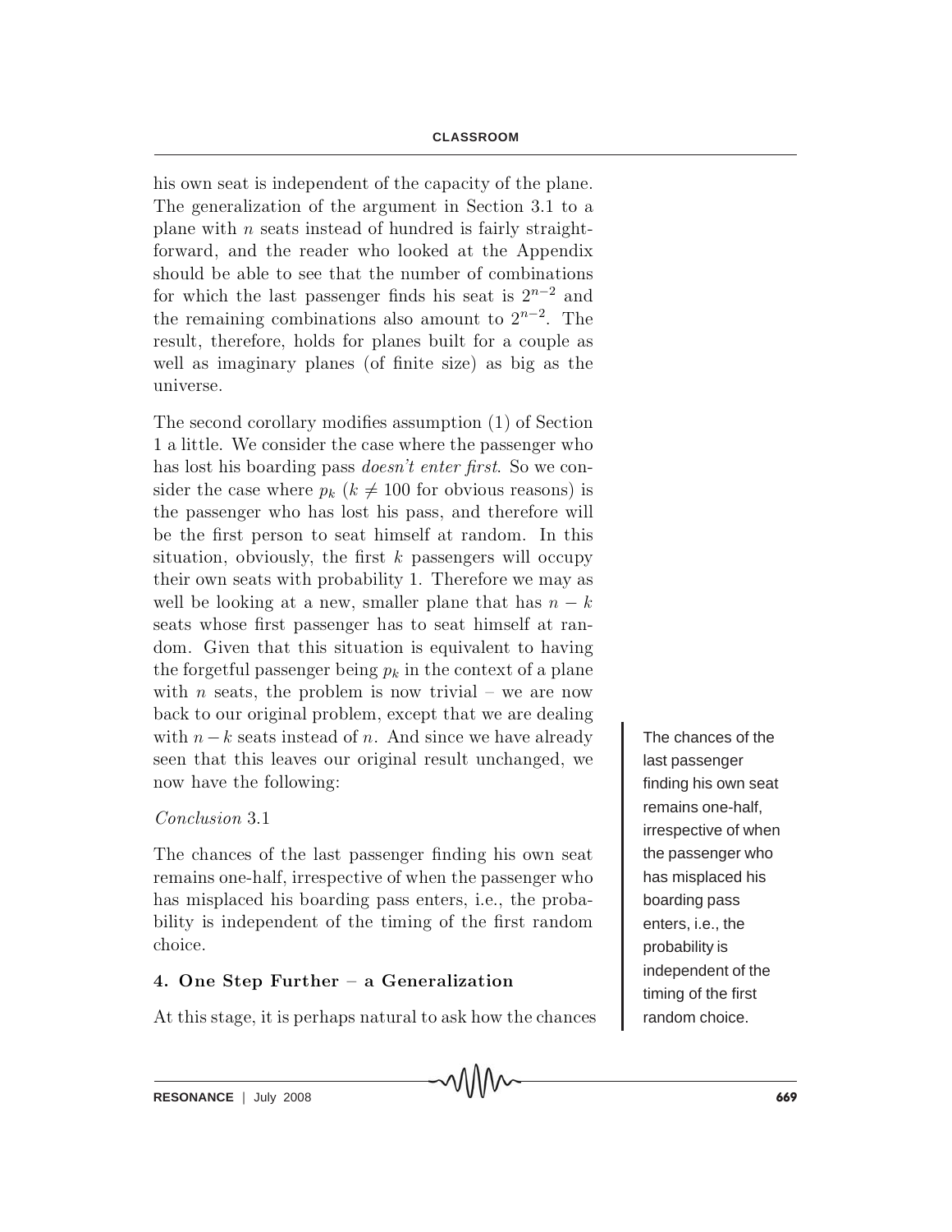his own seat is independent of the capacity of the plane. The generalization of the argument in Section 3.1 to a plane with $n$ seats instead of hundred is fairly straightforward, and the reader who looked at the Appendix should be able to see that the number of combinations for which the last passenger finds his seat is $2^{n-2}$ and the remaining combinations also amount to $2^{n-2}$. The result, therefore, holds for planes built for a couple as well as imaginary planes (of finite size) as big as the universe.

The second corollary modifies assumption (1) of Section 1 a little. We consider the case where the passenger who has lost his boarding pass *doesn't enter first*. So we consider the case where $p_k$ ($k \neq 100$ for obvious reasons) is the passenger who has lost his pass, and therefore will be the first person to seat himself at random. In this situation, obviously, the first $k$ passengers will occupy their own seats with probability 1. Therefore we may as well be looking at a new, smaller plane that has $n - k$ seats whose first passenger has to seat himself at random. Given that this situation is equivalent to having the forgetful passenger being $p_k$ in the context of a plane with $n$ seats, the problem is now trivial – we are now back to our original problem, except that we are dealing with $n - k$ seats instead of $n$. And since we have already seen that this leaves our original result unchanged, we now have the following:

*Conclusion* 3.1

The chances of the last passenger finding his own seat remains one-half, irrespective of when the passenger who has misplaced his boarding pass enters, i.e., the probability is independent of the timing of the first random choice.

The chances of the last passenger finding his own seat remains one-half, irrespective of when the passenger who has misplaced his boarding pass enters, i.e., the probability is independent of the timing of the first random choice.

### 4. One Step Further – a Generalization

At this stage, it is perhaps natural to ask how the chances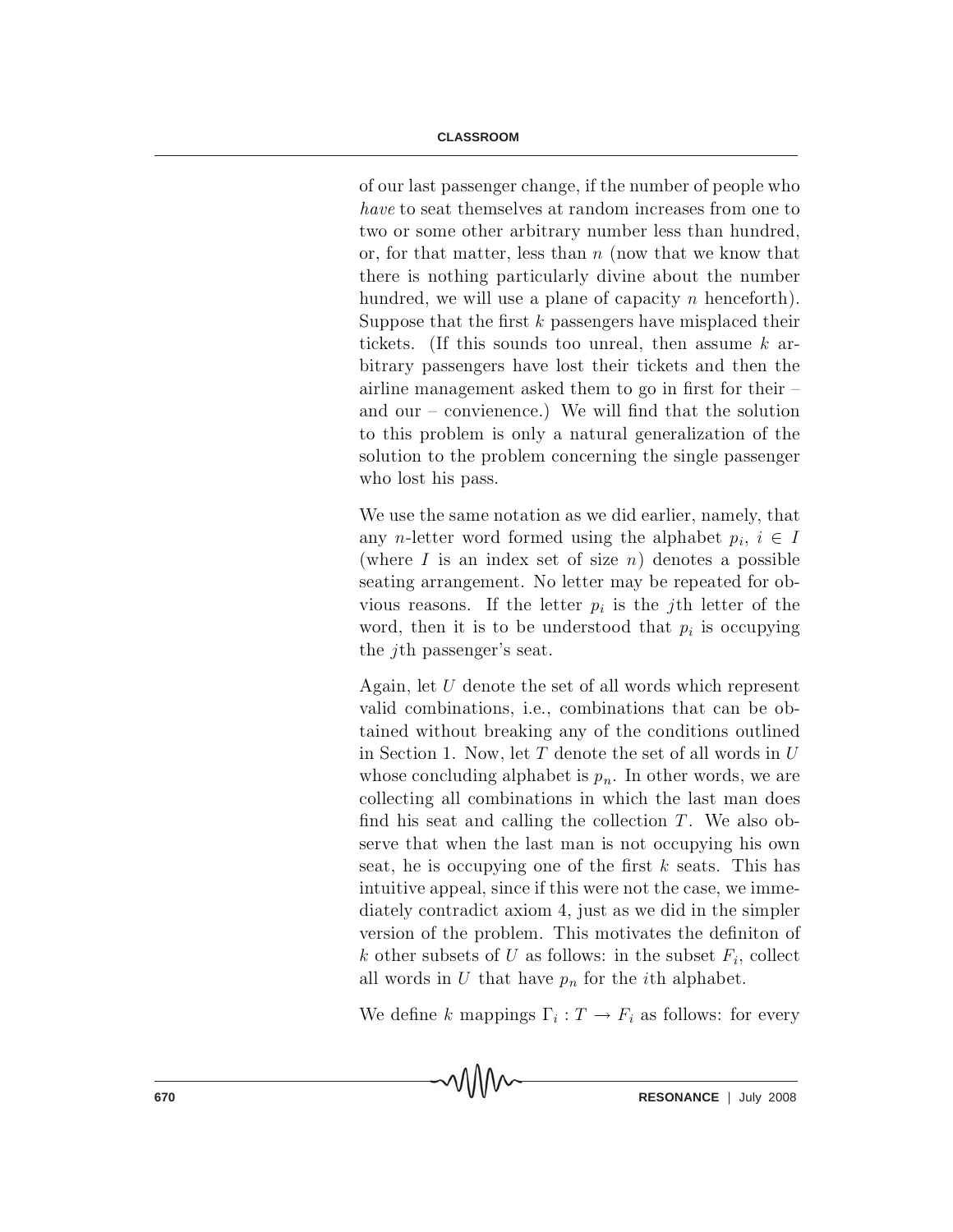of our last passenger change, if the number of people who *have* to seat themselves at random increases from one to two or some other arbitrary number less than hundred, or, for that matter, less than $n$ (now that we know that there is nothing particularly divine about the number hundred, we will use a plane of capacity $n$ henceforth). Suppose that the first $k$ passengers have misplaced their tickets. (If this sounds too unreal, then assume $k$ arbitrary passengers have lost their tickets and then the airline management asked them to go in first for their – and our – convienence.) We will find that the solution to this problem is only a natural generalization of the solution to the problem concerning the single passenger who lost his pass.

We use the same notation as we did earlier, namely, that any $n$-letter word formed using the alphabet $p_i$, $i \in I$ (where $I$ is an index set of size $n$) denotes a possible seating arrangement. No letter may be repeated for obvious reasons. If the letter $p_i$ is the $j$th letter of the word, then it is to be understood that $p_i$ is occupying the $j$th passenger's seat.

Again, let $U$ denote the set of all words which represent valid combinations, i.e., combinations that can be obtained without breaking any of the conditions outlined in Section 1. Now, let $T$ denote the set of all words in $U$ whose concluding alphabet is $p_n$. In other words, we are collecting all combinations in which the last man does find his seat and calling the collection $T$. We also observe that when the last man is not occupying his own seat, he is occupying one of the first $k$ seats. This has intuitive appeal, since if this were not the case, we immediately contradict axiom 4, just as we did in the simpler version of the problem. This motivates the definiton of $k$ other subsets of $U$ as follows: in the subset $F_i$, collect all words in $U$ that have $p_n$ for the $i$th alphabet.

We define $k$ mappings $\Gamma_i : T \to F_i$ as follows: for every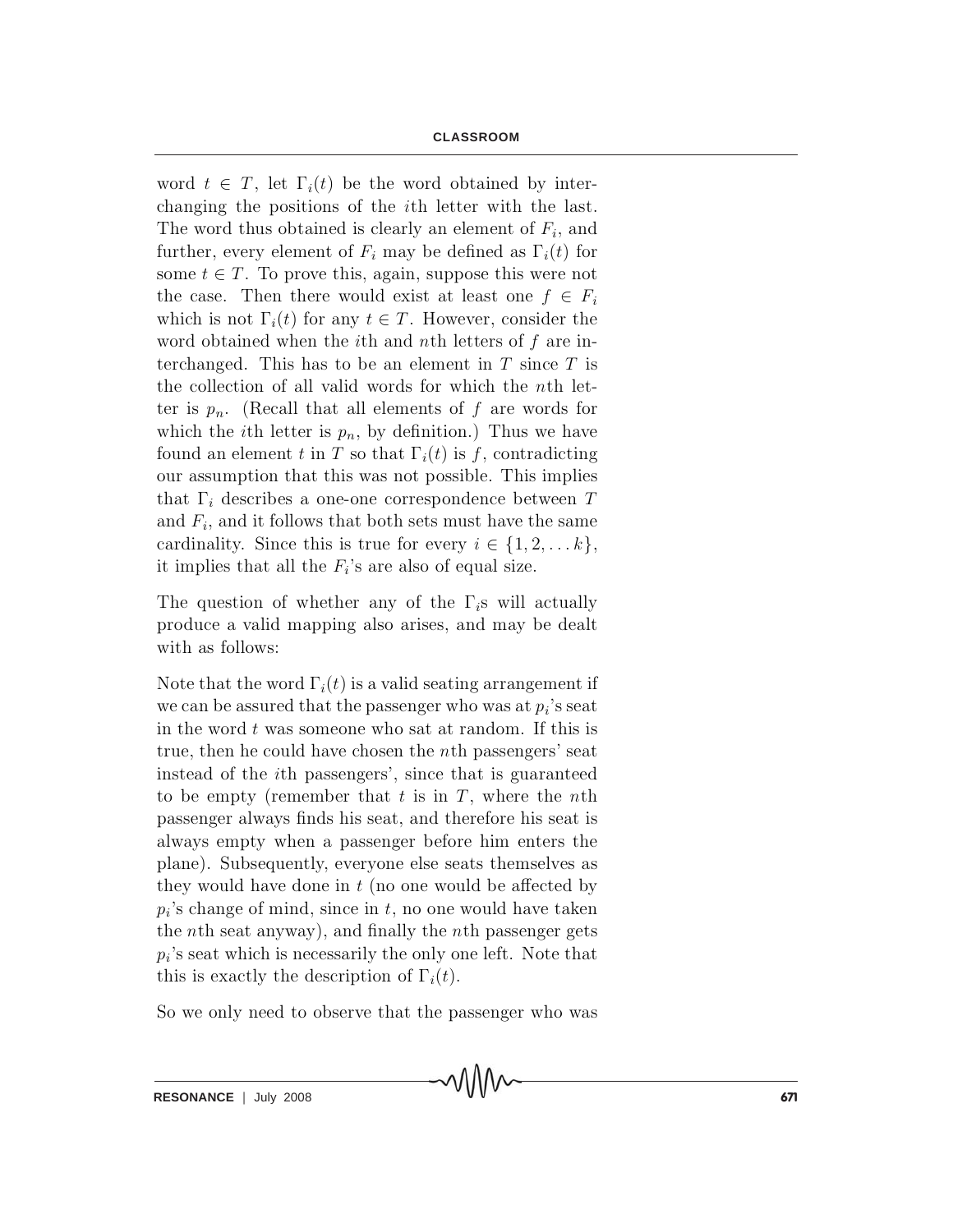word $t \in T$, let $\Gamma_i(t)$ be the word obtained by interchanging the positions of the $i$th letter with the last. The word thus obtained is clearly an element of $F_i$, and further, every element of $F_i$ may be defined as $\Gamma_i(t)$ for some $t \in T$. To prove this, again, suppose this were not the case. Then there would exist at least one $f \in F_i$ which is not $\Gamma_i(t)$ for any $t \in T$. However, consider the word obtained when the $i$th and $n$th letters of $f$ are interchanged. This has to be an element in $T$ since $T$ is the collection of all valid words for which the $n$th letter is $p_n$. (Recall that all elements of $f$ are words for which the $i$th letter is $p_n$, by definition.) Thus we have found an element $t$ in $T$ so that $\Gamma_i(t)$ is $f$, contradicting our assumption that this was not possible. This implies that $\Gamma_i$ describes a one-one correspondence between $T$ and $F_i$, and it follows that both sets must have the same cardinality. Since this is true for every $i \in \{1, 2, \ldots k\}$, it implies that all the $F_i$'s are also of equal size.

The question of whether any of the $\Gamma_i$s will actually produce a valid mapping also arises, and may be dealt with as follows:

Note that the word $\Gamma_i(t)$ is a valid seating arrangement if we can be assured that the passenger who was at $p_i$'s seat in the word $t$ was someone who sat at random. If this is true, then he could have chosen the $n$th passengers' seat instead of the $i$th passengers', since that is guaranteed to be empty (remember that $t$ is in $T$, where the $n$th passenger always finds his seat, and therefore his seat is always empty when a passenger before him enters the plane). Subsequently, everyone else seats themselves as they would have done in $t$ (no one would be affected by $p_i$'s change of mind, since in $t$, no one would have taken the $n$th seat anyway), and finally the $n$th passenger gets $p_i$'s seat which is necessarily the only one left. Note that this is exactly the description of $\Gamma_i(t)$.

So we only need to observe that the passenger who was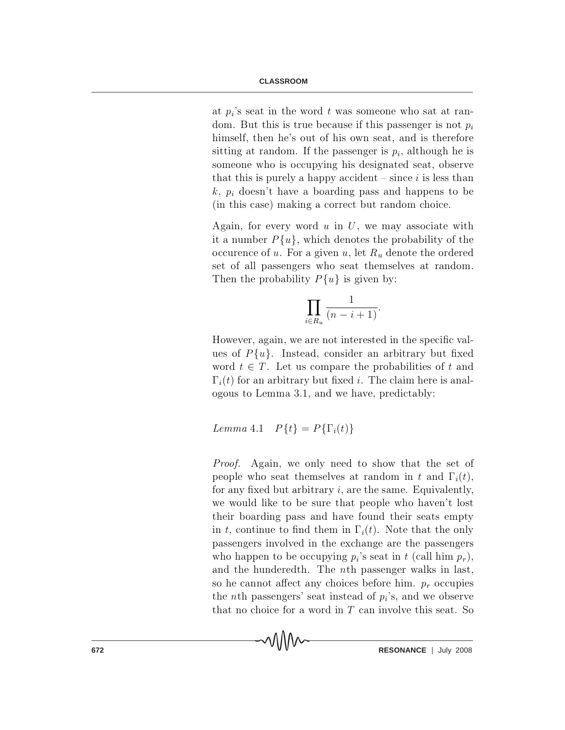at $p_i$'s seat in the word $t$ was someone who sat at random. But this is true because if this passenger is not $p_i$ himself, then he's out of his own seat, and is therefore sitting at random. If the passenger is $p_i$, although he is someone who is occupying his designated seat, observe that this is purely a happy accident – since $i$ is less than $k$, $p_i$ doesn't have a boarding pass and happens to be (in this case) making a correct but random choice.

Again, for every word $u$ in $U$, we may associate with it a number $P\{u\}$, which denotes the probability of the occurence of $u$. For a given $u$, let $R_u$ denote the ordered set of all passengers who seat themselves at random. Then the probability $P\{u\}$ is given by:

$$\prod_{i \in R_u} \frac{1}{(n-i+1)}.$$

However, again, we are not interested in the specific values of $P\{u\}$. Instead, consider an arbitrary but fixed word $t \in T$. Let us compare the probabilities of $t$ and $\Gamma_i(t)$ for an arbitrary but fixed $i$. The claim here is analogous to Lemma 3.1, and we have, predictably:

*Lemma* 4.1 $\quad P\{t\} = P\{\Gamma_i(t)\}$

*Proof*. Again, we only need to show that the set of people who seat themselves at random in $t$ and $\Gamma_i(t)$, for any fixed but arbitrary $i$, are the same. Equivalently, we would like to be sure that people who haven't lost their boarding pass and have found their seats empty in $t$, continue to find them in $\Gamma_i(t)$. Note that the only passengers involved in the exchange are the passengers who happen to be occupying $p_i$'s seat in $t$ (call him $p_r$), and the hunderedth. The $n$th passenger walks in last, so he cannot affect any choices before him. $p_r$ occupies the $n$th passengers' seat instead of $p_i$'s, and we observe that no choice for a word in $T$ can involve this seat. So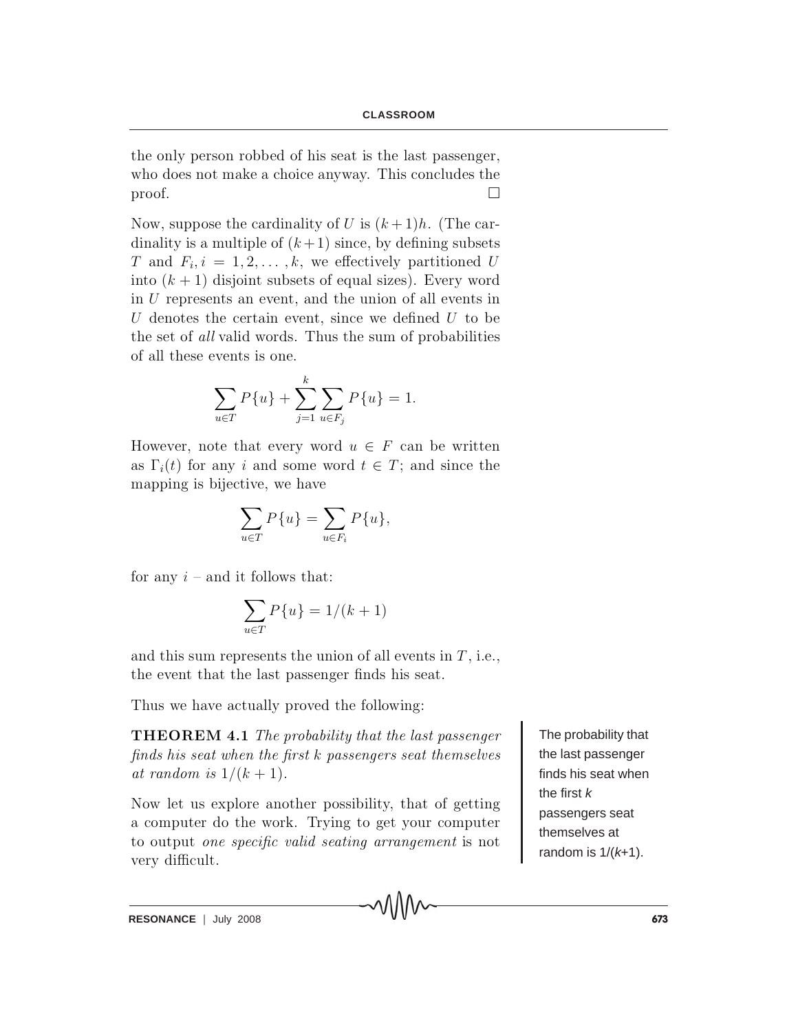the only person robbed of his seat is the last passenger, who does not make a choice anyway. This concludes the proof. □

Now, suppose the cardinality of $U$ is $(k+1)h$. (The cardinality is a multiple of $(k+1)$ since, by defining subsets $T$ and $F_i, i = 1, 2, \ldots, k$, we effectively partitioned $U$ into $(k+1)$ disjoint subsets of equal sizes). Every word in $U$ represents an event, and the union of all events in $U$ denotes the certain event, since we defined $U$ to be the set of *all* valid words. Thus the sum of probabilities of all these events is one.

$$\sum_{u \in T} P\{u\} + \sum_{j=1}^{k} \sum_{u \in F_j} P\{u\} = 1.$$

However, note that every word $u \in F$ can be written as $\Gamma_i(t)$ for any $i$ and some word $t \in T$; and since the mapping is bijective, we have

$$\sum_{u \in T} P\{u\} = \sum_{u \in F_i} P\{u\},$$

for any $i$ – and it follows that:

$$\sum_{u \in T} P\{u\} = 1/(k+1)$$

and this sum represents the union of all events in $T$, i.e., the event that the last passenger finds his seat.

Thus we have actually proved the following:

**THEOREM 4.1** *The probability that the last passenger finds his seat when the first $k$ passengers seat themselves at random is $1/(k+1)$.*

Now let us explore another possibility, that of getting a computer do the work. Trying to get your computer to output *one specific valid seating arrangement* is not very difficult.

The probability that the last passenger finds his seat when the first $k$ passengers seat themselves at random is $1/(k+1)$.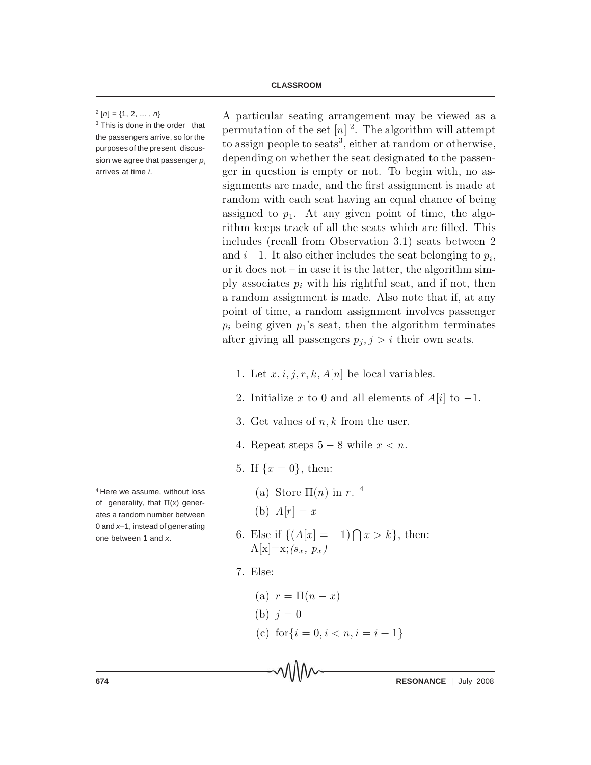A particular seating arrangement may be viewed as a permutation of the set $[n]$ [2]. The algorithm will attempt to assign people to seats[3], either at random or otherwise, depending on whether the seat designated to the passenger in question is empty or not. To begin with, no assignments are made, and the first assignment is made at random with each seat having an equal chance of being assigned to $p_1$. At any given point of time, the algorithm keeps track of all the seats which are filled. This includes (recall from Observation 3.1) seats between 2 and $i-1$. It also either includes the seat belonging to $p_i$, or it does not – in case it is the latter, the algorithm simply associates $p_i$ with his rightful seat, and if not, then a random assignment is made. Also note that if, at any point of time, a random assignment involves passenger $p_i$ being given $p_1$'s seat, then the algorithm terminates after giving all passengers $p_j, j > i$ their own seats.

[2] $[n] = \{1, 2, \ldots, n\}$

[3] This is done in the order that the passengers arrive, so for the purposes of the present discussion we agree that passenger $p_i$ arrives at time $i$.

1. Let $x, i, j, r, k, A[n]$ be local variables.
2. Initialize $x$ to 0 and all elements of $A[i]$ to $-1$.
3. Get values of $n, k$ from the user.
4. Repeat steps $5-8$ while $x < n$.
5. If $\{x = 0\}$, then:
   (a) Store $\Pi(n)$ in $r$. [4]
   (b) $A[r] = x$
6. Else if $\{(A[x] = -1) \bigcap x > k\}$, then: A[x]=x;*($s_x$, $p_x$)*
7. Else:
   (a) $r = \Pi(n - x)$
   (b) $j = 0$
   (c) for$\{i = 0, i < n, i = i + 1\}$

[4] Here we assume, without loss of generality, that $\Pi(x)$ generates a random number between 0 and $x$–1, instead of generating one between 1 and $x$.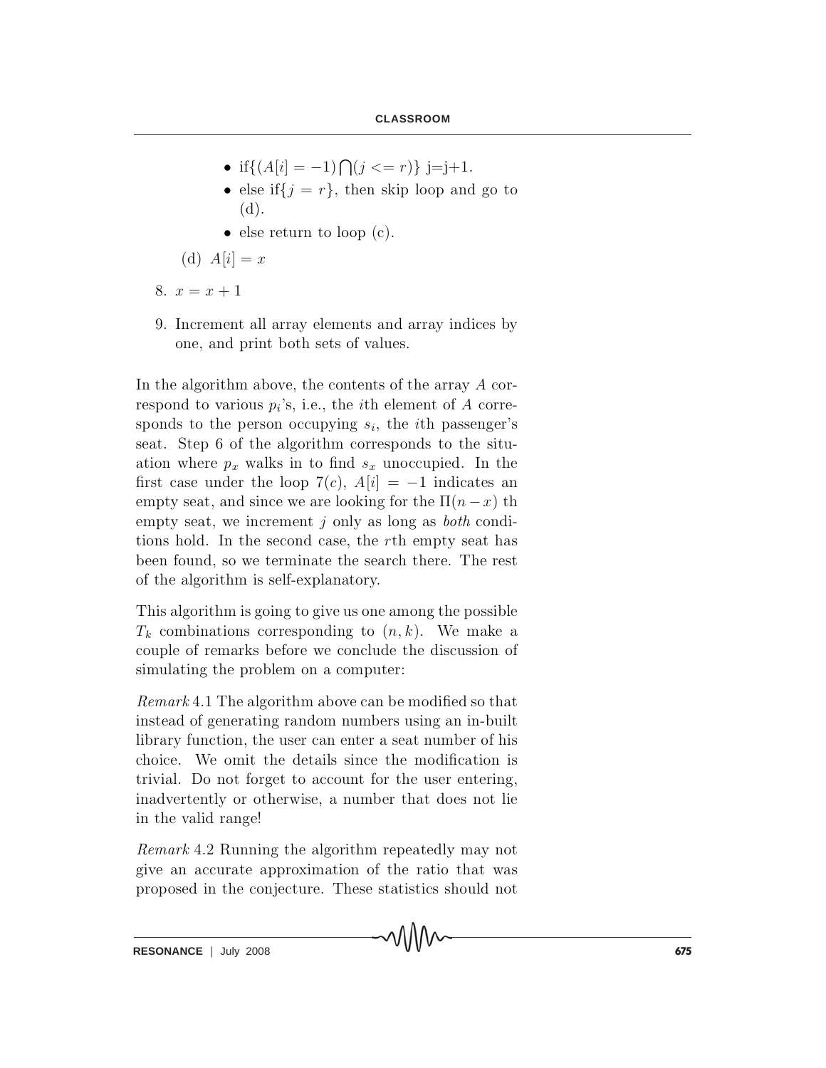- if$\{(A[i] = -1) \bigcap (j <= r)\}$ j=j+1.
- else if$\{j = r\}$, then skip loop and go to (d).
- else return to loop (c).

(d) $A[i] = x$

8. $x = x + 1$

9. Increment all array elements and array indices by one, and print both sets of values.

In the algorithm above, the contents of the array $A$ correspond to various $p_i$'s, i.e., the $i$th element of $A$ corresponds to the person occupying $s_i$, the $i$th passenger's seat. Step 6 of the algorithm corresponds to the situation where $p_x$ walks in to find $s_x$ unoccupied. In the first case under the loop 7(c), $A[i] = -1$ indicates an empty seat, and since we are looking for the $\Pi(n-x)$ th empty seat, we increment $j$ only as long as *both* conditions hold. In the second case, the $r$th empty seat has been found, so we terminate the search there. The rest of the algorithm is self-explanatory.

This algorithm is going to give us one among the possible $T_k$ combinations corresponding to $(n, k)$. We make a couple of remarks before we conclude the discussion of simulating the problem on a computer:

*Remark* 4.1 The algorithm above can be modified so that instead of generating random numbers using an in-built library function, the user can enter a seat number of his choice. We omit the details since the modification is trivial. Do not forget to account for the user entering, inadvertently or otherwise, a number that does not lie in the valid range!

*Remark* 4.2 Running the algorithm repeatedly may not give an accurate approximation of the ratio that was proposed in the conjecture. These statistics should not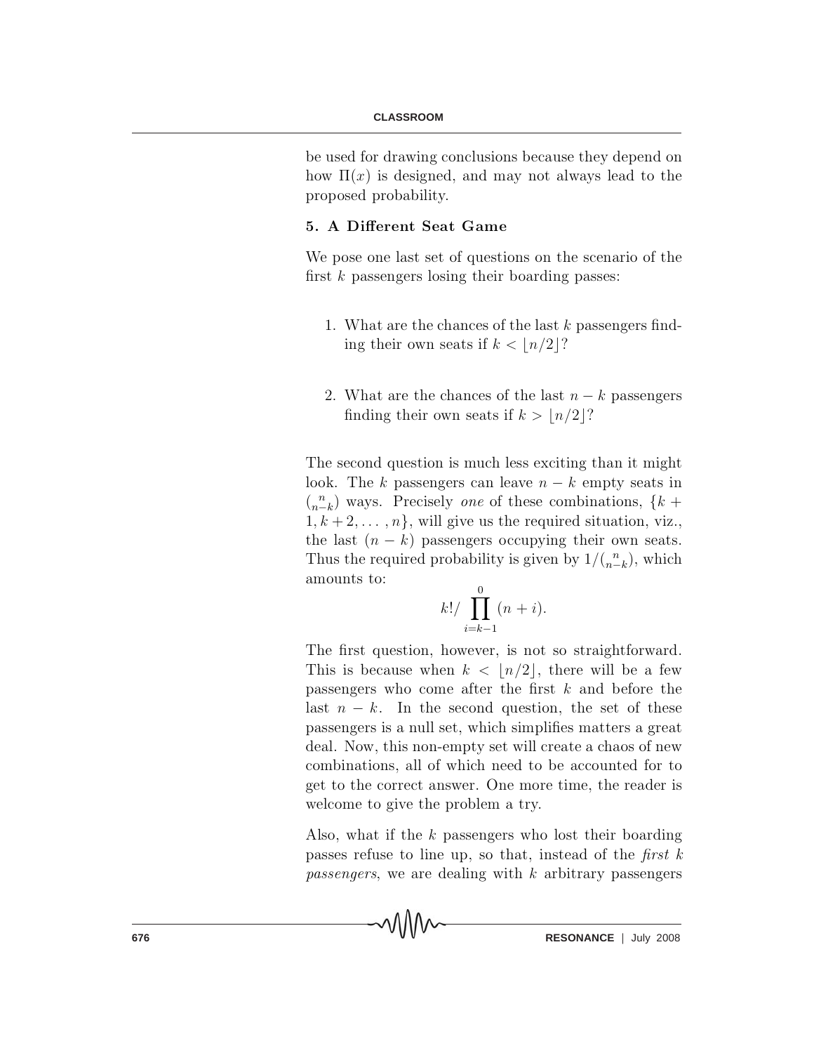be used for drawing conclusions because they depend on how $\Pi(x)$ is designed, and may not always lead to the proposed probability.

### 5. A Different Seat Game

We pose one last set of questions on the scenario of the first $k$ passengers losing their boarding passes:

1. What are the chances of the last $k$ passengers finding their own seats if $k < \lfloor n/2 \rfloor$?

2. What are the chances of the last $n-k$ passengers finding their own seats if $k > \lfloor n/2 \rfloor$?

The second question is much less exciting than it might look. The $k$ passengers can leave $n-k$ empty seats in $\binom{n}{n-k}$ ways. Precisely *one* of these combinations, $\{k+1, k+2, \ldots, n\}$, will give us the required situation, viz., the last $(n-k)$ passengers occupying their own seats. Thus the required probability is given by $1/\binom{n}{n-k}$, which amounts to:

$$k!/\prod_{i=k-1}^{0}(n+i).$$

The first question, however, is not so straightforward. This is because when $k < \lfloor n/2 \rfloor$, there will be a few passengers who come after the first $k$ and before the last $n-k$. In the second question, the set of these passengers is a null set, which simplifies matters a great deal. Now, this non-empty set will create a chaos of new combinations, all of which need to be accounted for to get to the correct answer. One more time, the reader is welcome to give the problem a try.

Also, what if the $k$ passengers who lost their boarding passes refuse to line up, so that, instead of the *first k passengers*, we are dealing with $k$ arbitrary passengers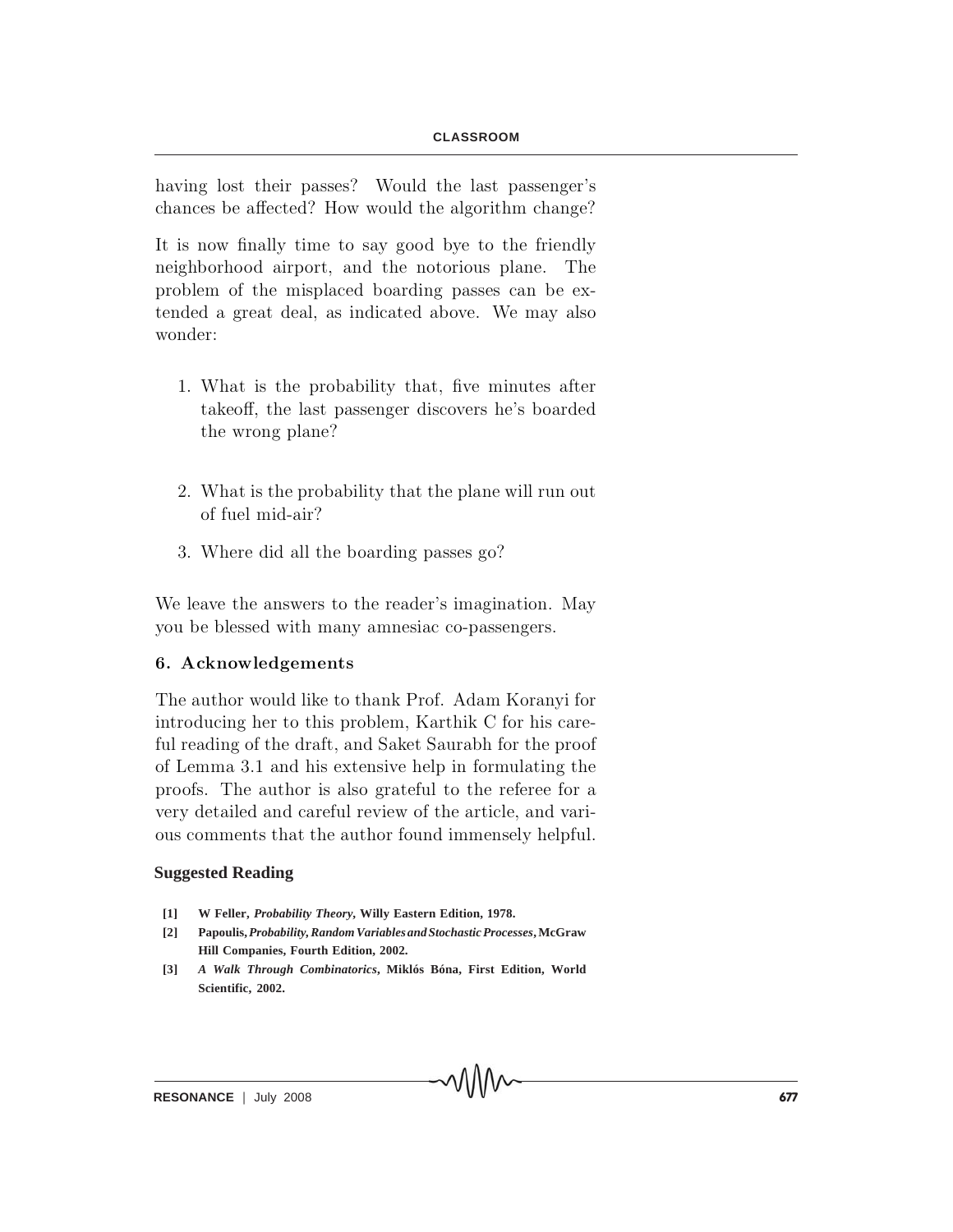having lost their passes? Would the last passenger's chances be affected? How would the algorithm change?

It is now finally time to say good bye to the friendly neighborhood airport, and the notorious plane. The problem of the misplaced boarding passes can be extended a great deal, as indicated above. We may also wonder:

1. What is the probability that, five minutes after takeoff, the last passenger discovers he's boarded the wrong plane?

2. What is the probability that the plane will run out of fuel mid-air?

3. Where did all the boarding passes go?

We leave the answers to the reader's imagination. May you be blessed with many amnesiac co-passengers.

## 6. Acknowledgements

The author would like to thank Prof. Adam Koranyi for introducing her to this problem, Karthik C for his careful reading of the draft, and Saket Saurabh for the proof of Lemma 3.1 and his extensive help in formulating the proofs. The author is also grateful to the referee for a very detailed and careful review of the article, and various comments that the author found immensely helpful.

### Suggested Reading

[1] W Feller, *Probability Theory*, Willy Eastern Edition, 1978.

[2] Papoulis, *Probability, Random Variables and Stochastic Processes*, McGraw Hill Companies, Fourth Edition, 2002.

[3] *A Walk Through Combinatorics*, Miklós Bóna, First Edition, World Scientific, 2002.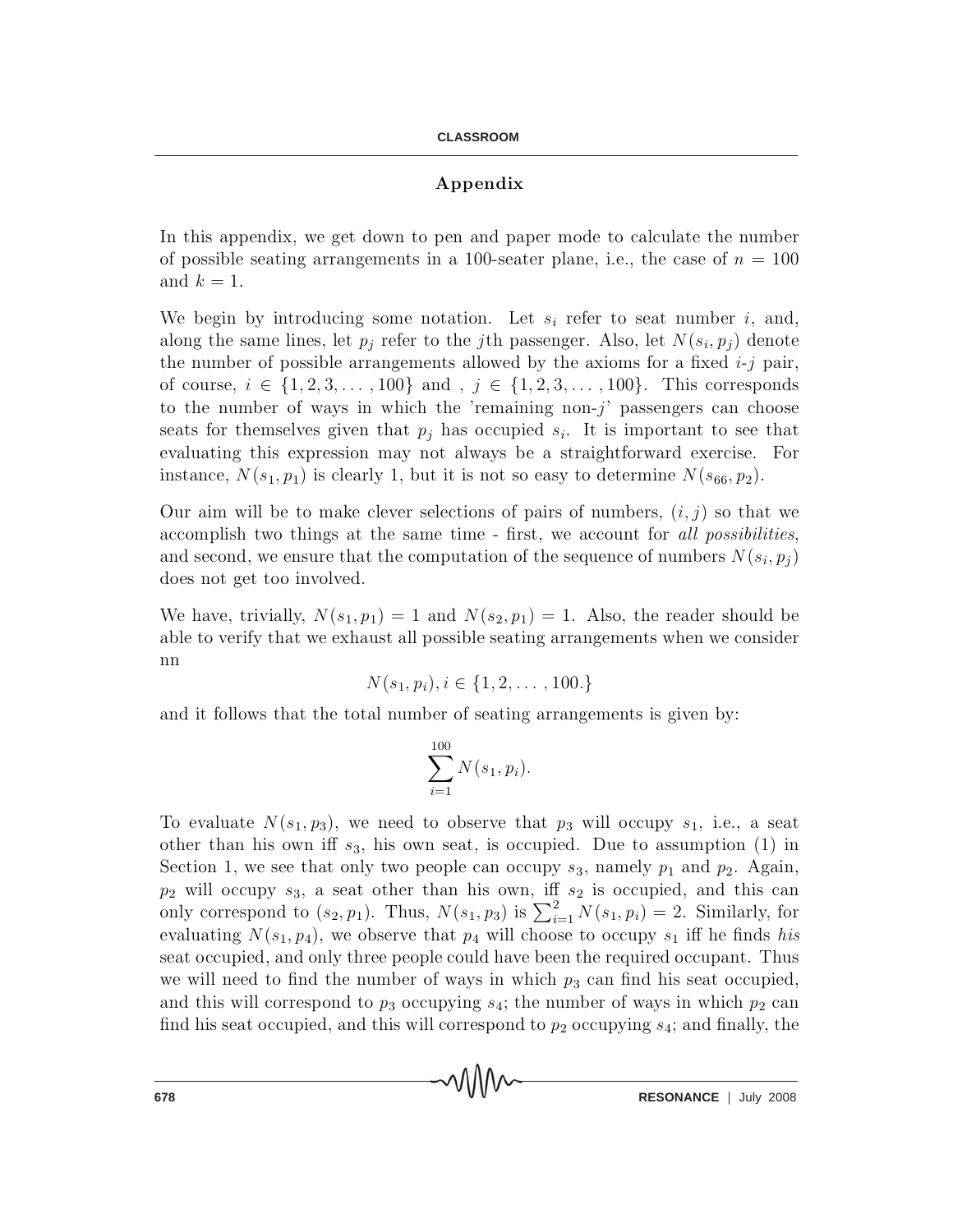## Appendix

In this appendix, we get down to pen and paper mode to calculate the number of possible seating arrangements in a 100-seater plane, i.e., the case of $n = 100$ and $k = 1$.

We begin by introducing some notation. Let $s_i$ refer to seat number $i$, and, along the same lines, let $p_j$ refer to the $j$th passenger. Also, let $N(s_i, p_j)$ denote the number of possible arrangements allowed by the axioms for a fixed $i$-$j$ pair, of course, $i \in \{1, 2, 3, \ldots, 100\}$ and , $j \in \{1, 2, 3, \ldots, 100\}$. This corresponds to the number of ways in which the 'remaining non-$j$' passengers can choose seats for themselves given that $p_j$ has occupied $s_i$. It is important to see that evaluating this expression may not always be a straightforward exercise. For instance, $N(s_1, p_1)$ is clearly 1, but it is not so easy to determine $N(s_{66}, p_2)$.

Our aim will be to make clever selections of pairs of numbers, $(i, j)$ so that we accomplish two things at the same time - first, we account for *all possibilities*, and second, we ensure that the computation of the sequence of numbers $N(s_i, p_j)$ does not get too involved.

We have, trivially, $N(s_1, p_1) = 1$ and $N(s_2, p_1) = 1$. Also, the reader should be able to verify that we exhaust all possible seating arrangements when we consider nn

$$N(s_1, p_i), i \in \{1, 2, \ldots, 100.\}$$

and it follows that the total number of seating arrangements is given by:

$$\sum_{i=1}^{100} N(s_1, p_i).$$

To evaluate $N(s_1, p_3)$, we need to observe that $p_3$ will occupy $s_1$, i.e., a seat other than his own iff $s_3$, his own seat, is occupied. Due to assumption (1) in Section 1, we see that only two people can occupy $s_3$, namely $p_1$ and $p_2$. Again, $p_2$ will occupy $s_3$, a seat other than his own, iff $s_2$ is occupied, and this can only correspond to $(s_2, p_1)$. Thus, $N(s_1, p_3)$ is $\sum_{i=1}^{2} N(s_1, p_i) = 2$. Similarly, for evaluating $N(s_1, p_4)$, we observe that $p_4$ will choose to occupy $s_1$ iff he finds *his* seat occupied, and only three people could have been the required occupant. Thus we will need to find the number of ways in which $p_3$ can find his seat occupied, and this will correspond to $p_3$ occupying $s_4$; the number of ways in which $p_2$ can find his seat occupied, and this will correspond to $p_2$ occupying $s_4$; and finally, the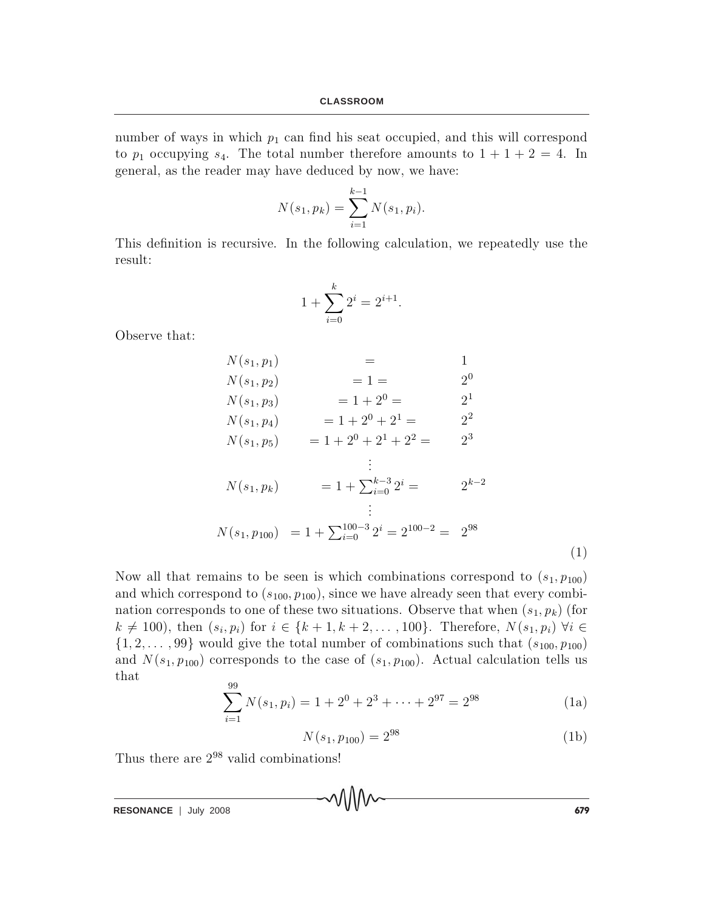number of ways in which $p_1$ can find his seat occupied, and this will correspond to $p_1$ occupying $s_4$. The total number therefore amounts to $1 + 1 + 2 = 4$. In general, as the reader may have deduced by now, we have:

$$N(s_1, p_k) = \sum_{i=1}^{k-1} N(s_1, p_i).$$

This definition is recursive. In the following calculation, we repeatedly use the result:

$$1 + \sum_{i=0}^{k} 2^i = 2^{i+1}.$$

Observe that:

$$\begin{array}{lcr}
N(s_1, p_1) & = & 1 \\
N(s_1, p_2) & = 1 = & 2^0 \\
N(s_1, p_3) & = 1 + 2^0 = & 2^1 \\
N(s_1, p_4) & = 1 + 2^0 + 2^1 = & 2^2 \\
N(s_1, p_5) & = 1 + 2^0 + 2^1 + 2^2 = & 2^3 \\
 & \vdots & \\
N(s_1, p_k) & = 1 + \sum_{i=0}^{k-3} 2^i = & 2^{k-2} \\
 & \vdots & \\
N(s_1, p_{100}) & = 1 + \sum_{i=0}^{100-3} 2^i = 2^{100-2} = & 2^{98}
\end{array} \tag{1}$$

Now all that remains to be seen is which combinations correspond to $(s_1, p_{100})$ and which correspond to $(s_{100}, p_{100})$, since we have already seen that every combination corresponds to one of these two situations. Observe that when $(s_1, p_k)$ (for $k \neq 100$), then $(s_i, p_i)$ for $i \in \{k+1, k+2, \ldots, 100\}$. Therefore, $N(s_1, p_i)$ $\forall i \in \{1, 2, \ldots, 99\}$ would give the total number of combinations such that $(s_{100}, p_{100})$ and $N(s_1, p_{100})$ corresponds to the case of $(s_1, p_{100})$. Actual calculation tells us that

$$\sum_{i=1}^{99} N(s_1, p_i) = 1 + 2^0 + 2^3 + \cdots + 2^{97} = 2^{98} \tag{1a}$$

$$N(s_1, p_{100}) = 2^{98} \tag{1b}$$

Thus there are $2^{98}$ valid combinations!